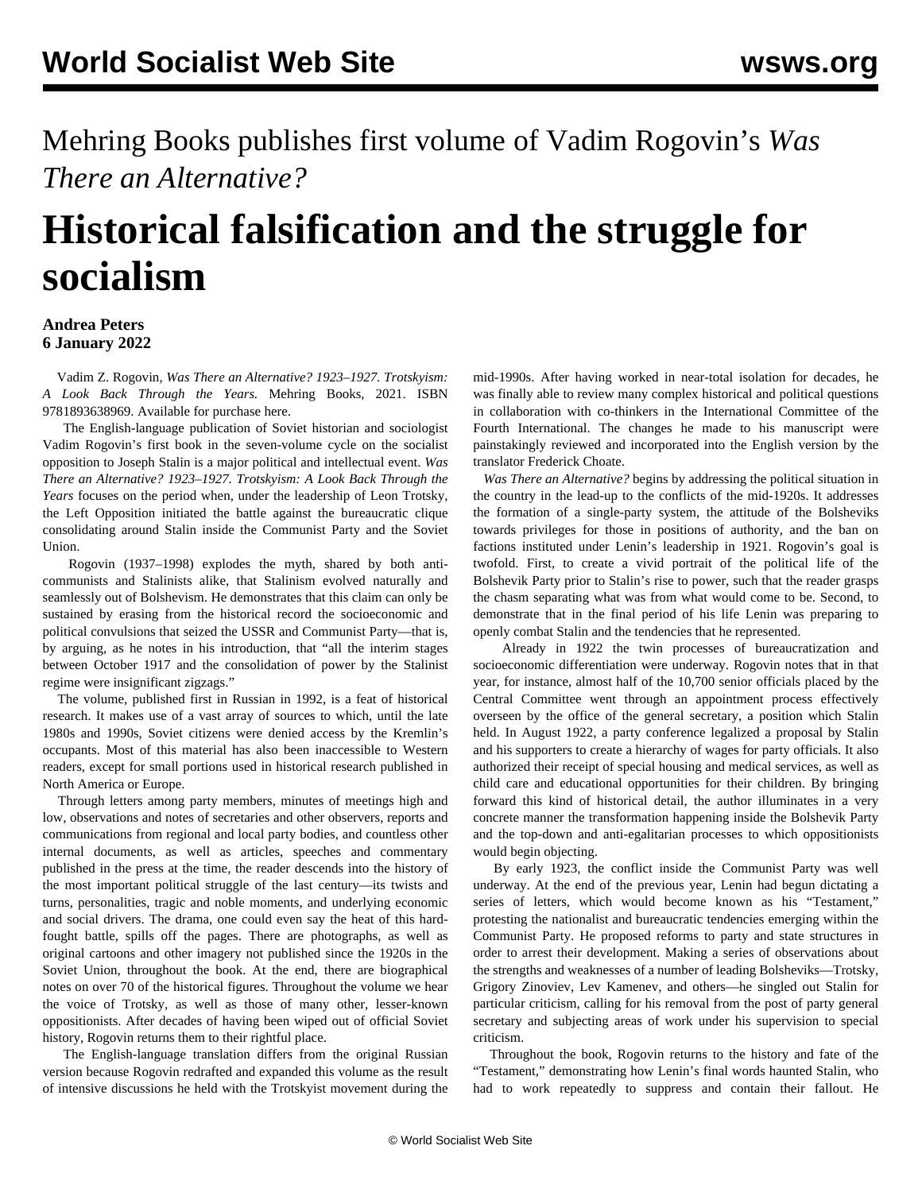Mehring Books publishes first volume of Vadim Rogovin's *Was There an Alternative?*

# Historical falsification and the struggle for socialism

**Andrea Peters**
**6 January 2022**

Vadim Z. Rogovin, *Was There an Alternative? 1923–1927. Trotskyism: A Look Back Through the Years.* Mehring Books, 2021. ISBN 9781893638969. Available for purchase here.

The English-language publication of Soviet historian and sociologist Vadim Rogovin's first book in the seven-volume cycle on the socialist opposition to Joseph Stalin is a major political and intellectual event. *Was There an Alternative? 1923–1927. Trotskyism: A Look Back Through the Years* focuses on the period when, under the leadership of Leon Trotsky, the Left Opposition initiated the battle against the bureaucratic clique consolidating around Stalin inside the Communist Party and the Soviet Union.

Rogovin (1937–1998) explodes the myth, shared by both anti-communists and Stalinists alike, that Stalinism evolved naturally and seamlessly out of Bolshevism. He demonstrates that this claim can only be sustained by erasing from the historical record the socioeconomic and political convulsions that seized the USSR and Communist Party—that is, by arguing, as he notes in his introduction, that "all the interim stages between October 1917 and the consolidation of power by the Stalinist regime were insignificant zigzags."

The volume, published first in Russian in 1992, is a feat of historical research. It makes use of a vast array of sources to which, until the late 1980s and 1990s, Soviet citizens were denied access by the Kremlin's occupants. Most of this material has also been inaccessible to Western readers, except for small portions used in historical research published in North America or Europe.

Through letters among party members, minutes of meetings high and low, observations and notes of secretaries and other observers, reports and communications from regional and local party bodies, and countless other internal documents, as well as articles, speeches and commentary published in the press at the time, the reader descends into the history of the most important political struggle of the last century—its twists and turns, personalities, tragic and noble moments, and underlying economic and social drivers. The drama, one could even say the heat of this hard-fought battle, spills off the pages. There are photographs, as well as original cartoons and other imagery not published since the 1920s in the Soviet Union, throughout the book. At the end, there are biographical notes on over 70 of the historical figures. Throughout the volume we hear the voice of Trotsky, as well as those of many other, lesser-known oppositionists. After decades of having been wiped out of official Soviet history, Rogovin returns them to their rightful place.

The English-language translation differs from the original Russian version because Rogovin redrafted and expanded this volume as the result of intensive discussions he held with the Trotskyist movement during the mid-1990s. After having worked in near-total isolation for decades, he was finally able to review many complex historical and political questions in collaboration with co-thinkers in the International Committee of the Fourth International. The changes he made to his manuscript were painstakingly reviewed and incorporated into the English version by the translator Frederick Choate.

*Was There an Alternative?* begins by addressing the political situation in the country in the lead-up to the conflicts of the mid-1920s. It addresses the formation of a single-party system, the attitude of the Bolsheviks towards privileges for those in positions of authority, and the ban on factions instituted under Lenin's leadership in 1921. Rogovin's goal is twofold. First, to create a vivid portrait of the political life of the Bolshevik Party prior to Stalin's rise to power, such that the reader grasps the chasm separating what was from what would come to be. Second, to demonstrate that in the final period of his life Lenin was preparing to openly combat Stalin and the tendencies that he represented.

Already in 1922 the twin processes of bureaucratization and socioeconomic differentiation were underway. Rogovin notes that in that year, for instance, almost half of the 10,700 senior officials placed by the Central Committee went through an appointment process effectively overseen by the office of the general secretary, a position which Stalin held. In August 1922, a party conference legalized a proposal by Stalin and his supporters to create a hierarchy of wages for party officials. It also authorized their receipt of special housing and medical services, as well as child care and educational opportunities for their children. By bringing forward this kind of historical detail, the author illuminates in a very concrete manner the transformation happening inside the Bolshevik Party and the top-down and anti-egalitarian processes to which oppositionists would begin objecting.

By early 1923, the conflict inside the Communist Party was well underway. At the end of the previous year, Lenin had begun dictating a series of letters, which would become known as his "Testament," protesting the nationalist and bureaucratic tendencies emerging within the Communist Party. He proposed reforms to party and state structures in order to arrest their development. Making a series of observations about the strengths and weaknesses of a number of leading Bolsheviks—Trotsky, Grigory Zinoviev, Lev Kamenev, and others—he singled out Stalin for particular criticism, calling for his removal from the post of party general secretary and subjecting areas of work under his supervision to special criticism.

Throughout the book, Rogovin returns to the history and fate of the "Testament," demonstrating how Lenin's final words haunted Stalin, who had to work repeatedly to suppress and contain their fallout. He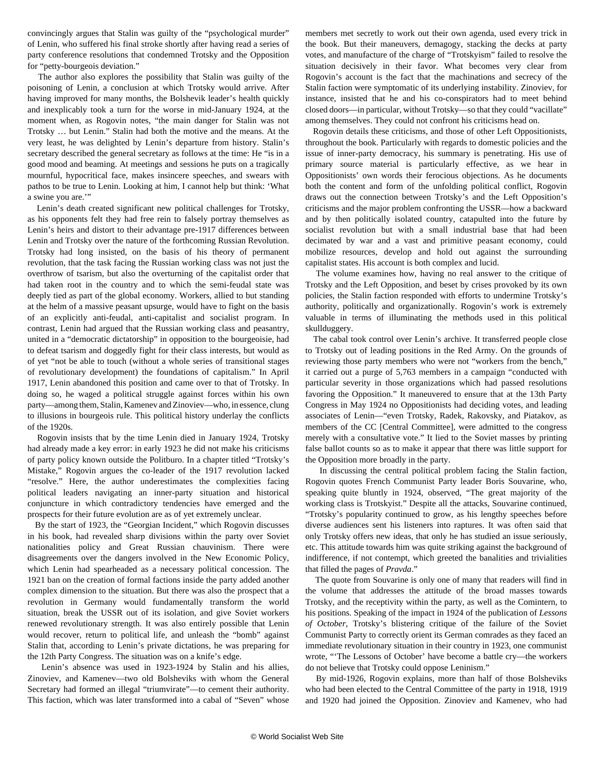convincingly argues that Stalin was guilty of the "psychological murder" of Lenin, who suffered his final stroke shortly after having read a series of party conference resolutions that condemned Trotsky and the Opposition for "petty-bourgeois deviation."

The author also explores the possibility that Stalin was guilty of the poisoning of Lenin, a conclusion at which Trotsky would arrive. After having improved for many months, the Bolshevik leader's health quickly and inexplicably took a turn for the worse in mid-January 1924, at the moment when, as Rogovin notes, "the main danger for Stalin was not Trotsky … but Lenin." Stalin had both the motive and the means. At the very least, he was delighted by Lenin's departure from history. Stalin's secretary described the general secretary as follows at the time: He "is in a good mood and beaming. At meetings and sessions he puts on a tragically mournful, hypocritical face, makes insincere speeches, and swears with pathos to be true to Lenin. Looking at him, I cannot help but think: 'What a swine you are.'"

Lenin's death created significant new political challenges for Trotsky, as his opponents felt they had free rein to falsely portray themselves as Lenin's heirs and distort to their advantage pre-1917 differences between Lenin and Trotsky over the nature of the forthcoming Russian Revolution. Trotsky had long insisted, on the basis of his theory of permanent revolution, that the task facing the Russian working class was not just the overthrow of tsarism, but also the overturning of the capitalist order that had taken root in the country and to which the semi-feudal state was deeply tied as part of the global economy. Workers, allied to but standing at the helm of a massive peasant upsurge, would have to fight on the basis of an explicitly anti-feudal, anti-capitalist and socialist program. In contrast, Lenin had argued that the Russian working class and peasantry, united in a "democratic dictatorship" in opposition to the bourgeoisie, had to defeat tsarism and doggedly fight for their class interests, but would as of yet "not be able to touch (without a whole series of transitional stages of revolutionary development) the foundations of capitalism." In April 1917, Lenin abandoned this position and came over to that of Trotsky. In doing so, he waged a political struggle against forces within his own party—among them, Stalin, Kamenev and Zinoviev—who, in essence, clung to illusions in bourgeois rule. This political history underlay the conflicts of the 1920s.

Rogovin insists that by the time Lenin died in January 1924, Trotsky had already made a key error: in early 1923 he did not make his criticisms of party policy known outside the Politburo. In a chapter titled "Trotsky's Mistake," Rogovin argues the co-leader of the 1917 revolution lacked "resolve." Here, the author underestimates the complexities facing political leaders navigating an inner-party situation and historical conjuncture in which contradictory tendencies have emerged and the prospects for their future evolution are as of yet extremely unclear.

By the start of 1923, the "Georgian Incident," which Rogovin discusses in his book, had revealed sharp divisions within the party over Soviet nationalities policy and Great Russian chauvinism. There were disagreements over the dangers involved in the New Economic Policy, which Lenin had spearheaded as a necessary political concession. The 1921 ban on the creation of formal factions inside the party added another complex dimension to the situation. But there was also the prospect that a revolution in Germany would fundamentally transform the world situation, break the USSR out of its isolation, and give Soviet workers renewed revolutionary strength. It was also entirely possible that Lenin would recover, return to political life, and unleash the "bomb" against Stalin that, according to Lenin's private dictations, he was preparing for the 12th Party Congress. The situation was on a knife's edge.

Lenin's absence was used in 1923-1924 by Stalin and his allies, Zinoviev, and Kamenev—two old Bolsheviks with whom the General Secretary had formed an illegal "triumvirate"—to cement their authority. This faction, which was later transformed into a cabal of "Seven" whose members met secretly to work out their own agenda, used every trick in the book. But their maneuvers, demagogy, stacking the decks at party votes, and manufacture of the charge of "Trotskyism" failed to resolve the situation decisively in their favor. What becomes very clear from Rogovin's account is the fact that the machinations and secrecy of the Stalin faction were symptomatic of its underlying instability. Zinoviev, for instance, insisted that he and his co-conspirators had to meet behind closed doors—in particular, without Trotsky—so that they could "vacillate" among themselves. They could not confront his criticisms head on.

Rogovin details these criticisms, and those of other Left Oppositionists, throughout the book. Particularly with regards to domestic policies and the issue of inner-party democracy, his summary is penetrating. His use of primary source material is particularly effective, as we hear in Oppositionists' own words their ferocious objections. As he documents both the content and form of the unfolding political conflict, Rogovin draws out the connection between Trotsky's and the Left Opposition's criticisms and the major problem confronting the USSR—how a backward and by then politically isolated country, catapulted into the future by socialist revolution but with a small industrial base that had been decimated by war and a vast and primitive peasant economy, could mobilize resources, develop and hold out against the surrounding capitalist states. His account is both complex and lucid.

The volume examines how, having no real answer to the critique of Trotsky and the Left Opposition, and beset by crises provoked by its own policies, the Stalin faction responded with efforts to undermine Trotsky's authority, politically and organizationally. Rogovin's work is extremely valuable in terms of illuminating the methods used in this political skullduggery.

The cabal took control over Lenin's archive. It transferred people close to Trotsky out of leading positions in the Red Army. On the grounds of reviewing those party members who were not "workers from the bench," it carried out a purge of 5,763 members in a campaign "conducted with particular severity in those organizations which had passed resolutions favoring the Opposition." It maneuvered to ensure that at the 13th Party Congress in May 1924 no Oppositionists had deciding votes, and leading associates of Lenin—"even Trotsky, Radek, Rakovsky, and Piatakov, as members of the CC [Central Committee], were admitted to the congress merely with a consultative vote." It lied to the Soviet masses by printing false ballot counts so as to make it appear that there was little support for the Opposition more broadly in the party.

In discussing the central political problem facing the Stalin faction, Rogovin quotes French Communist Party leader Boris Souvarine, who, speaking quite bluntly in 1924, observed, "The great majority of the working class is Trotskyist." Despite all the attacks, Souvarine continued, "Trotsky's popularity continued to grow, as his lengthy speeches before diverse audiences sent his listeners into raptures. It was often said that only Trotsky offers new ideas, that only he has studied an issue seriously, etc. This attitude towards him was quite striking against the background of indifference, if not contempt, which greeted the banalities and trivialities that filled the pages of *Pravda*."

The quote from Souvarine is only one of many that readers will find in the volume that addresses the attitude of the broad masses towards Trotsky, and the receptivity within the party, as well as the Comintern, to his positions. Speaking of the impact in 1924 of the publication of *Lessons of October*, Trotsky's blistering critique of the failure of the Soviet Communist Party to correctly orient its German comrades as they faced an immediate revolutionary situation in their country in 1923, one communist wrote, "'The Lessons of October' have become a battle cry—the workers do not believe that Trotsky could oppose Leninism."

By mid-1926, Rogovin explains, more than half of those Bolsheviks who had been elected to the Central Committee of the party in 1918, 1919 and 1920 had joined the Opposition. Zinoviev and Kamenev, who had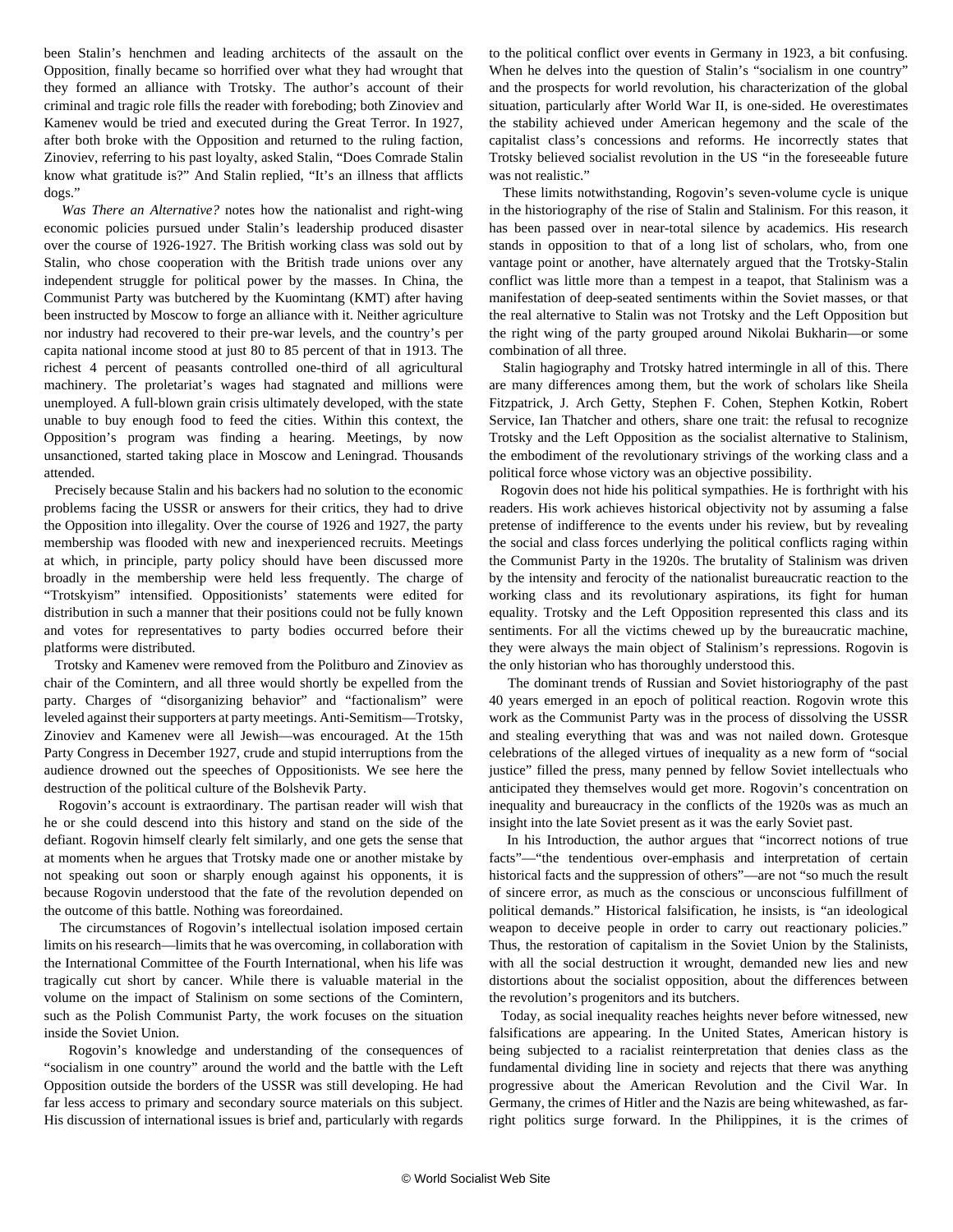been Stalin's henchmen and leading architects of the assault on the Opposition, finally became so horrified over what they had wrought that they formed an alliance with Trotsky. The author's account of their criminal and tragic role fills the reader with foreboding; both Zinoviev and Kamenev would be tried and executed during the Great Terror. In 1927, after both broke with the Opposition and returned to the ruling faction, Zinoviev, referring to his past loyalty, asked Stalin, "Does Comrade Stalin know what gratitude is?" And Stalin replied, "It's an illness that afflicts dogs."

*Was There an Alternative?* notes how the nationalist and right-wing economic policies pursued under Stalin's leadership produced disaster over the course of 1926-1927. The British working class was sold out by Stalin, who chose cooperation with the British trade unions over any independent struggle for political power by the masses. In China, the Communist Party was butchered by the Kuomintang (KMT) after having been instructed by Moscow to forge an alliance with it. Neither agriculture nor industry had recovered to their pre-war levels, and the country's per capita national income stood at just 80 to 85 percent of that in 1913. The richest 4 percent of peasants controlled one-third of all agricultural machinery. The proletariat's wages had stagnated and millions were unemployed. A full-blown grain crisis ultimately developed, with the state unable to buy enough food to feed the cities. Within this context, the Opposition's program was finding a hearing. Meetings, by now unsanctioned, started taking place in Moscow and Leningrad. Thousands attended.

Precisely because Stalin and his backers had no solution to the economic problems facing the USSR or answers for their critics, they had to drive the Opposition into illegality. Over the course of 1926 and 1927, the party membership was flooded with new and inexperienced recruits. Meetings at which, in principle, party policy should have been discussed more broadly in the membership were held less frequently. The charge of "Trotskyism" intensified. Oppositionists' statements were edited for distribution in such a manner that their positions could not be fully known and votes for representatives to party bodies occurred before their platforms were distributed.

Trotsky and Kamenev were removed from the Politburo and Zinoviev as chair of the Comintern, and all three would shortly be expelled from the party. Charges of "disorganizing behavior" and "factionalism" were leveled against their supporters at party meetings. Anti-Semitism—Trotsky, Zinoviev and Kamenev were all Jewish—was encouraged. At the 15th Party Congress in December 1927, crude and stupid interruptions from the audience drowned out the speeches of Oppositionists. We see here the destruction of the political culture of the Bolshevik Party.

Rogovin's account is extraordinary. The partisan reader will wish that he or she could descend into this history and stand on the side of the defiant. Rogovin himself clearly felt similarly, and one gets the sense that at moments when he argues that Trotsky made one or another mistake by not speaking out soon or sharply enough against his opponents, it is because Rogovin understood that the fate of the revolution depended on the outcome of this battle. Nothing was foreordained.

The circumstances of Rogovin's intellectual isolation imposed certain limits on his research—limits that he was overcoming, in collaboration with the International Committee of the Fourth International, when his life was tragically cut short by cancer. While there is valuable material in the volume on the impact of Stalinism on some sections of the Comintern, such as the Polish Communist Party, the work focuses on the situation inside the Soviet Union.

Rogovin's knowledge and understanding of the consequences of "socialism in one country" around the world and the battle with the Left Opposition outside the borders of the USSR was still developing. He had far less access to primary and secondary source materials on this subject. His discussion of international issues is brief and, particularly with regards to the political conflict over events in Germany in 1923, a bit confusing. When he delves into the question of Stalin's "socialism in one country" and the prospects for world revolution, his characterization of the global situation, particularly after World War II, is one-sided. He overestimates the stability achieved under American hegemony and the scale of the capitalist class's concessions and reforms. He incorrectly states that Trotsky believed socialist revolution in the US "in the foreseeable future was not realistic."

These limits notwithstanding, Rogovin's seven-volume cycle is unique in the historiography of the rise of Stalin and Stalinism. For this reason, it has been passed over in near-total silence by academics. His research stands in opposition to that of a long list of scholars, who, from one vantage point or another, have alternately argued that the Trotsky-Stalin conflict was little more than a tempest in a teapot, that Stalinism was a manifestation of deep-seated sentiments within the Soviet masses, or that the real alternative to Stalin was not Trotsky and the Left Opposition but the right wing of the party grouped around Nikolai Bukharin—or some combination of all three.

Stalin hagiography and Trotsky hatred intermingle in all of this. There are many differences among them, but the work of scholars like Sheila Fitzpatrick, J. Arch Getty, Stephen F. Cohen, Stephen Kotkin, Robert Service, Ian Thatcher and others, share one trait: the refusal to recognize Trotsky and the Left Opposition as the socialist alternative to Stalinism, the embodiment of the revolutionary strivings of the working class and a political force whose victory was an objective possibility.

Rogovin does not hide his political sympathies. He is forthright with his readers. His work achieves historical objectivity not by assuming a false pretense of indifference to the events under his review, but by revealing the social and class forces underlying the political conflicts raging within the Communist Party in the 1920s. The brutality of Stalinism was driven by the intensity and ferocity of the nationalist bureaucratic reaction to the working class and its revolutionary aspirations, its fight for human equality. Trotsky and the Left Opposition represented this class and its sentiments. For all the victims chewed up by the bureaucratic machine, they were always the main object of Stalinism's repressions. Rogovin is the only historian who has thoroughly understood this.

The dominant trends of Russian and Soviet historiography of the past 40 years emerged in an epoch of political reaction. Rogovin wrote this work as the Communist Party was in the process of dissolving the USSR and stealing everything that was and was not nailed down. Grotesque celebrations of the alleged virtues of inequality as a new form of "social justice" filled the press, many penned by fellow Soviet intellectuals who anticipated they themselves would get more. Rogovin's concentration on inequality and bureaucracy in the conflicts of the 1920s was as much an insight into the late Soviet present as it was the early Soviet past.

In his Introduction, the author argues that "incorrect notions of true facts"—"the tendentious over-emphasis and interpretation of certain historical facts and the suppression of others"—are not "so much the result of sincere error, as much as the conscious or unconscious fulfillment of political demands." Historical falsification, he insists, is "an ideological weapon to deceive people in order to carry out reactionary policies." Thus, the restoration of capitalism in the Soviet Union by the Stalinists, with all the social destruction it wrought, demanded new lies and new distortions about the socialist opposition, about the differences between the revolution's progenitors and its butchers.

Today, as social inequality reaches heights never before witnessed, new falsifications are appearing. In the United States, American history is being subjected to a racialist reinterpretation that denies class as the fundamental dividing line in society and rejects that there was anything progressive about the American Revolution and the Civil War. In Germany, the crimes of Hitler and the Nazis are being whitewashed, as far-right politics surge forward. In the Philippines, it is the crimes of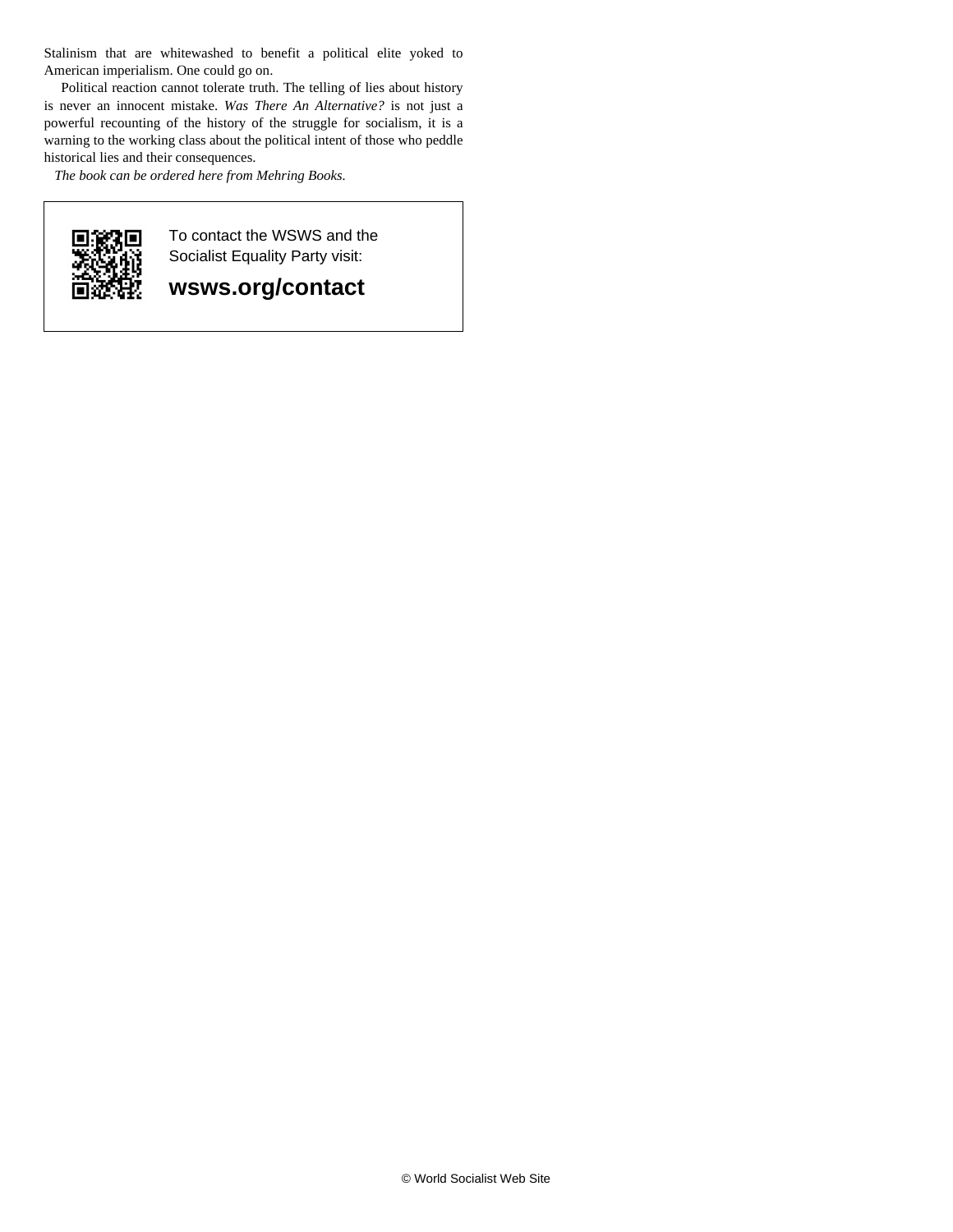Stalinism that are whitewashed to benefit a political elite yoked to American imperialism. One could go on.

Political reaction cannot tolerate truth. The telling of lies about history is never an innocent mistake. *Was There An Alternative?* is not just a powerful recounting of the history of the struggle for socialism, it is a warning to the working class about the political intent of those who peddle historical lies and their consequences.

*The book can be ordered here from Mehring Books.*

To contact the WSWS and the Socialist Equality Party visit:

**wsws.org/contact**